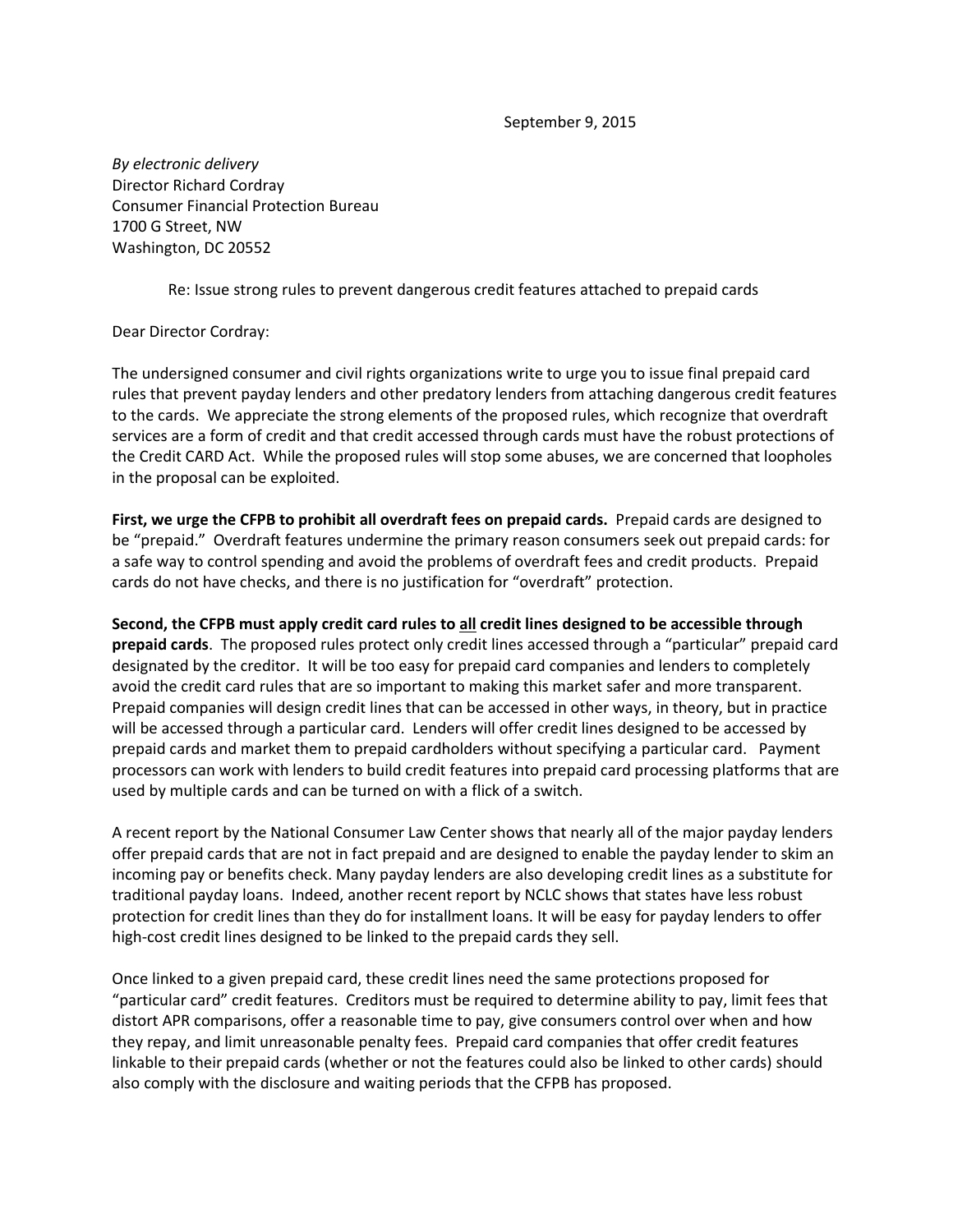September 9, 2015

*By electronic delivery*
Director Richard Cordray
Consumer Financial Protection Bureau
1700 G Street, NW
Washington, DC 20552

Re: Issue strong rules to prevent dangerous credit features attached to prepaid cards

Dear Director Cordray:

The undersigned consumer and civil rights organizations write to urge you to issue final prepaid card rules that prevent payday lenders and other predatory lenders from attaching dangerous credit features to the cards. We appreciate the strong elements of the proposed rules, which recognize that overdraft services are a form of credit and that credit accessed through cards must have the robust protections of the Credit CARD Act. While the proposed rules will stop some abuses, we are concerned that loopholes in the proposal can be exploited.

**First, we urge the CFPB to prohibit all overdraft fees on prepaid cards.** Prepaid cards are designed to be "prepaid." Overdraft features undermine the primary reason consumers seek out prepaid cards: for a safe way to control spending and avoid the problems of overdraft fees and credit products. Prepaid cards do not have checks, and there is no justification for "overdraft" protection.

**Second, the CFPB must apply credit card rules to <u>all</u> credit lines designed to be accessible through prepaid cards**. The proposed rules protect only credit lines accessed through a "particular" prepaid card designated by the creditor. It will be too easy for prepaid card companies and lenders to completely avoid the credit card rules that are so important to making this market safer and more transparent. Prepaid companies will design credit lines that can be accessed in other ways, in theory, but in practice will be accessed through a particular card. Lenders will offer credit lines designed to be accessed by prepaid cards and market them to prepaid cardholders without specifying a particular card. Payment processors can work with lenders to build credit features into prepaid card processing platforms that are used by multiple cards and can be turned on with a flick of a switch.

A recent report by the National Consumer Law Center shows that nearly all of the major payday lenders offer prepaid cards that are not in fact prepaid and are designed to enable the payday lender to skim an incoming pay or benefits check. Many payday lenders are also developing credit lines as a substitute for traditional payday loans. Indeed, another recent report by NCLC shows that states have less robust protection for credit lines than they do for installment loans. It will be easy for payday lenders to offer high-cost credit lines designed to be linked to the prepaid cards they sell.

Once linked to a given prepaid card, these credit lines need the same protections proposed for "particular card" credit features. Creditors must be required to determine ability to pay, limit fees that distort APR comparisons, offer a reasonable time to pay, give consumers control over when and how they repay, and limit unreasonable penalty fees. Prepaid card companies that offer credit features linkable to their prepaid cards (whether or not the features could also be linked to other cards) should also comply with the disclosure and waiting periods that the CFPB has proposed.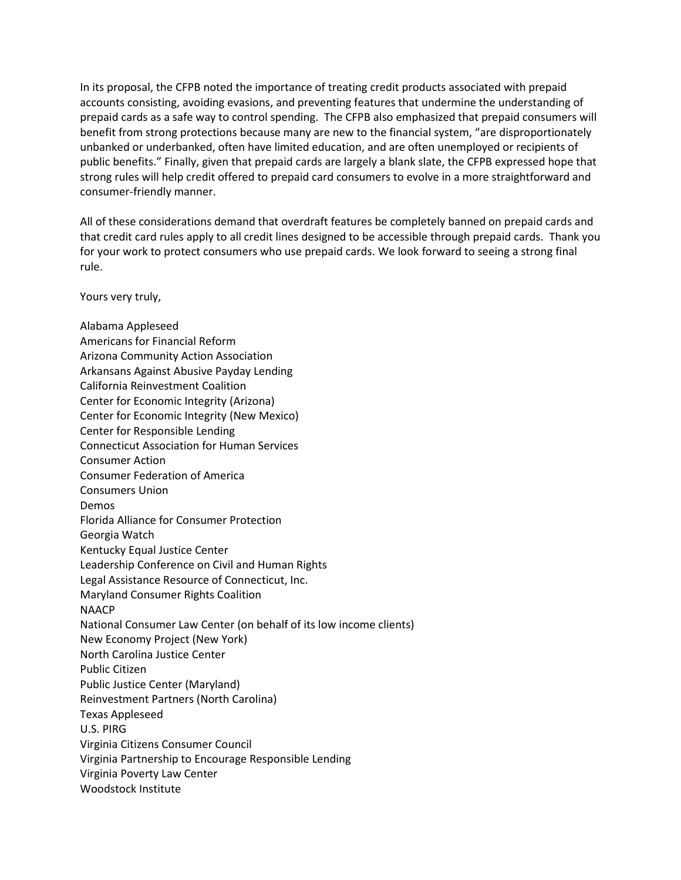In its proposal, the CFPB noted the importance of treating credit products associated with prepaid accounts consisting, avoiding evasions, and preventing features that undermine the understanding of prepaid cards as a safe way to control spending. The CFPB also emphasized that prepaid consumers will benefit from strong protections because many are new to the financial system, "are disproportionately unbanked or underbanked, often have limited education, and are often unemployed or recipients of public benefits." Finally, given that prepaid cards are largely a blank slate, the CFPB expressed hope that strong rules will help credit offered to prepaid card consumers to evolve in a more straightforward and consumer-friendly manner.

All of these considerations demand that overdraft features be completely banned on prepaid cards and that credit card rules apply to all credit lines designed to be accessible through prepaid cards. Thank you for your work to protect consumers who use prepaid cards. We look forward to seeing a strong final rule.

Yours very truly,

Alabama Appleseed
Americans for Financial Reform
Arizona Community Action Association
Arkansans Against Abusive Payday Lending
California Reinvestment Coalition
Center for Economic Integrity (Arizona)
Center for Economic Integrity (New Mexico)
Center for Responsible Lending
Connecticut Association for Human Services
Consumer Action
Consumer Federation of America
Consumers Union
Demos
Florida Alliance for Consumer Protection
Georgia Watch
Kentucky Equal Justice Center
Leadership Conference on Civil and Human Rights
Legal Assistance Resource of Connecticut, Inc.
Maryland Consumer Rights Coalition
NAACP
National Consumer Law Center (on behalf of its low income clients)
New Economy Project (New York)
North Carolina Justice Center
Public Citizen
Public Justice Center (Maryland)
Reinvestment Partners (North Carolina)
Texas Appleseed
U.S. PIRG
Virginia Citizens Consumer Council
Virginia Partnership to Encourage Responsible Lending
Virginia Poverty Law Center
Woodstock Institute